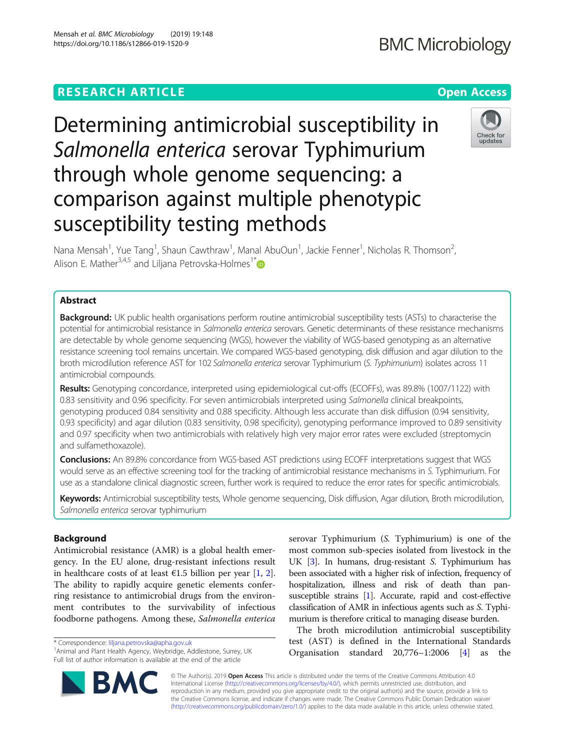RESEARCH ARTICLE

Open Access

# Determining antimicrobial susceptibility in *Salmonella enterica* serovar Typhimurium through whole genome sequencing: a comparison against multiple phenotypic susceptibility testing methods

Nana Mensah[1], Yue Tang[1], Shaun Cawthraw[1], Manal AbuOun[1], Jackie Fenner[1], Nicholas R. Thomson[2], Alison E. Mather[3,4,5] and Liljana Petrovska-Holmes[1*]

## Abstract

**Background:** UK public health organisations perform routine antimicrobial susceptibility tests (ASTs) to characterise the potential for antimicrobial resistance in *Salmonella enterica* serovars. Genetic determinants of these resistance mechanisms are detectable by whole genome sequencing (WGS), however the viability of WGS-based genotyping as an alternative resistance screening tool remains uncertain. We compared WGS-based genotyping, disk diffusion and agar dilution to the broth microdilution reference AST for 102 *Salmonella enterica* serovar Typhimurium (*S. Typhimurium*) isolates across 11 antimicrobial compounds.

**Results:** Genotyping concordance, interpreted using epidemiological cut-offs (ECOFFs), was 89.8% (1007/1122) with 0.83 sensitivity and 0.96 specificity. For seven antimicrobials interpreted using *Salmonella* clinical breakpoints, genotyping produced 0.84 sensitivity and 0.88 specificity. Although less accurate than disk diffusion (0.94 sensitivity, 0.93 specificity) and agar dilution (0.83 sensitivity, 0.98 specificity), genotyping performance improved to 0.89 sensitivity and 0.97 specificity when two antimicrobials with relatively high very major error rates were excluded (streptomycin and sulfamethoxazole).

**Conclusions:** An 89.8% concordance from WGS-based AST predictions using ECOFF interpretations suggest that WGS would serve as an effective screening tool for the tracking of antimicrobial resistance mechanisms in *S.* Typhimurium. For use as a standalone clinical diagnostic screen, further work is required to reduce the error rates for specific antimicrobials.

**Keywords:** Antimicrobial susceptibility tests, Whole genome sequencing, Disk diffusion, Agar dilution, Broth microdilution, *Salmonella enterica* serovar typhimurium

## Background

Antimicrobial resistance (AMR) is a global health emergency. In the EU alone, drug-resistant infections result in healthcare costs of at least €1.5 billion per year [1, 2]. The ability to rapidly acquire genetic elements conferring resistance to antimicrobial drugs from the environment contributes to the survivability of infectious foodborne pathogens. Among these, *Salmonella enterica* serovar Typhimurium (*S.* Typhimurium) is one of the most common sub-species isolated from livestock in the UK [3]. In humans, drug-resistant *S.* Typhimurium has been associated with a higher risk of infection, frequency of hospitalization, illness and risk of death than pan-susceptible strains [1]. Accurate, rapid and cost-effective classification of AMR in infectious agents such as *S.* Typhimurium is therefore critical to managing disease burden.

The broth microdilution antimicrobial susceptibility test (AST) is defined in the International Standards Organisation standard 20,776–1:2006 [4] as the

* Correspondence: liljana.petrovska@apha.gov.uk
[1]Animal and Plant Health Agency, Weybridge, Addlestone, Surrey, UK
Full list of author information is available at the end of the article

© The Author(s). 2019 **Open Access** This article is distributed under the terms of the Creative Commons Attribution 4.0 International License (http://creativecommons.org/licenses/by/4.0/), which permits unrestricted use, distribution, and reproduction in any medium, provided you give appropriate credit to the original author(s) and the source, provide a link to the Creative Commons license, and indicate if changes were made. The Creative Commons Public Domain Dedication waiver (http://creativecommons.org/publicdomain/zero/1.0/) applies to the data made available in this article, unless otherwise stated.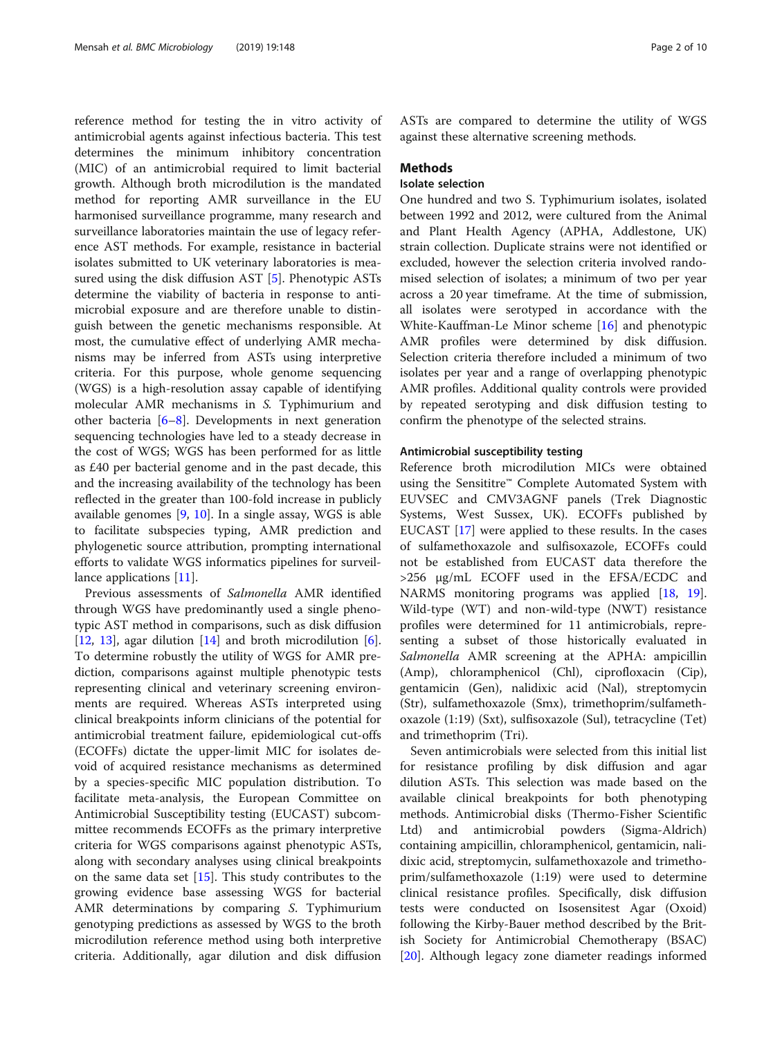reference method for testing the in vitro activity of antimicrobial agents against infectious bacteria. This test determines the minimum inhibitory concentration (MIC) of an antimicrobial required to limit bacterial growth. Although broth microdilution is the mandated method for reporting AMR surveillance in the EU harmonised surveillance programme, many research and surveillance laboratories maintain the use of legacy reference AST methods. For example, resistance in bacterial isolates submitted to UK veterinary laboratories is measured using the disk diffusion AST [5]. Phenotypic ASTs determine the viability of bacteria in response to antimicrobial exposure and are therefore unable to distinguish between the genetic mechanisms responsible. At most, the cumulative effect of underlying AMR mechanisms may be inferred from ASTs using interpretive criteria. For this purpose, whole genome sequencing (WGS) is a high-resolution assay capable of identifying molecular AMR mechanisms in *S.* Typhimurium and other bacteria [6–8]. Developments in next generation sequencing technologies have led to a steady decrease in the cost of WGS; WGS has been performed for as little as £40 per bacterial genome and in the past decade, this and the increasing availability of the technology has been reflected in the greater than 100-fold increase in publicly available genomes [9, 10]. In a single assay, WGS is able to facilitate subspecies typing, AMR prediction and phylogenetic source attribution, prompting international efforts to validate WGS informatics pipelines for surveillance applications [11].

Previous assessments of *Salmonella* AMR identified through WGS have predominantly used a single phenotypic AST method in comparisons, such as disk diffusion [12, 13], agar dilution [14] and broth microdilution [6]. To determine robustly the utility of WGS for AMR prediction, comparisons against multiple phenotypic tests representing clinical and veterinary screening environments are required. Whereas ASTs interpreted using clinical breakpoints inform clinicians of the potential for antimicrobial treatment failure, epidemiological cut-offs (ECOFFs) dictate the upper-limit MIC for isolates devoid of acquired resistance mechanisms as determined by a species-specific MIC population distribution. To facilitate meta-analysis, the European Committee on Antimicrobial Susceptibility testing (EUCAST) subcommittee recommends ECOFFs as the primary interpretive criteria for WGS comparisons against phenotypic ASTs, along with secondary analyses using clinical breakpoints on the same data set [15]. This study contributes to the growing evidence base assessing WGS for bacterial AMR determinations by comparing *S.* Typhimurium genotyping predictions as assessed by WGS to the broth microdilution reference method using both interpretive criteria. Additionally, agar dilution and disk diffusion ASTs are compared to determine the utility of WGS against these alternative screening methods.

## Methods

### Isolate selection

One hundred and two *S.* Typhimurium isolates, isolated between 1992 and 2012, were cultured from the Animal and Plant Health Agency (APHA, Addlestone, UK) strain collection. Duplicate strains were not identified or excluded, however the selection criteria involved randomised selection of isolates; a minimum of two per year across a 20 year timeframe. At the time of submission, all isolates were serotyped in accordance with the White-Kauffman-Le Minor scheme [16] and phenotypic AMR profiles were determined by disk diffusion. Selection criteria therefore included a minimum of two isolates per year and a range of overlapping phenotypic AMR profiles. Additional quality controls were provided by repeated serotyping and disk diffusion testing to confirm the phenotype of the selected strains.

### Antimicrobial susceptibility testing

Reference broth microdilution MICs were obtained using the Sensititre™ Complete Automated System with EUVSEC and CMV3AGNF panels (Trek Diagnostic Systems, West Sussex, UK). ECOFFs published by EUCAST [17] were applied to these results. In the cases of sulfamethoxazole and sulfisoxazole, ECOFFs could not be established from EUCAST data therefore the >256 μg/mL ECOFF used in the EFSA/ECDC and NARMS monitoring programs was applied [18, 19]. Wild-type (WT) and non-wild-type (NWT) resistance profiles were determined for 11 antimicrobials, representing a subset of those historically evaluated in *Salmonella* AMR screening at the APHA: ampicillin (Amp), chloramphenicol (Chl), ciprofloxacin (Cip), gentamicin (Gen), nalidixic acid (Nal), streptomycin (Str), sulfamethoxazole (Smx), trimethoprim/sulfamethoxazole (1:19) (Sxt), sulfisoxazole (Sul), tetracycline (Tet) and trimethoprim (Tri).

Seven antimicrobials were selected from this initial list for resistance profiling by disk diffusion and agar dilution ASTs. This selection was made based on the available clinical breakpoints for both phenotyping methods. Antimicrobial disks (Thermo-Fisher Scientific Ltd) and antimicrobial powders (Sigma-Aldrich) containing ampicillin, chloramphenicol, gentamicin, nalidixic acid, streptomycin, sulfamethoxazole and trimethoprim/sulfamethoxazole (1:19) were used to determine clinical resistance profiles. Specifically, disk diffusion tests were conducted on Isosensitest Agar (Oxoid) following the Kirby-Bauer method described by the British Society for Antimicrobial Chemotherapy (BSAC) [20]. Although legacy zone diameter readings informed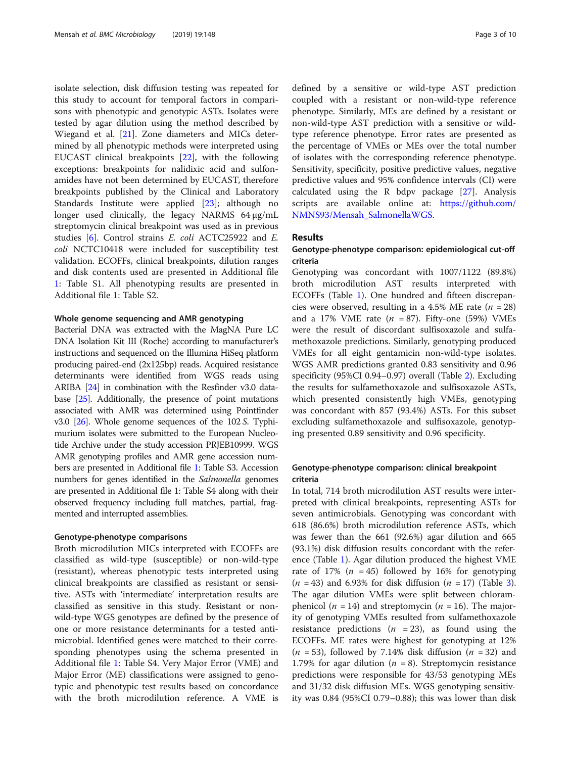isolate selection, disk diffusion testing was repeated for this study to account for temporal factors in comparisons with phenotypic and genotypic ASTs. Isolates were tested by agar dilution using the method described by Wiegand et al. [21]. Zone diameters and MICs determined by all phenotypic methods were interpreted using EUCAST clinical breakpoints [22], with the following exceptions: breakpoints for nalidixic acid and sulfonamides have not been determined by EUCAST, therefore breakpoints published by the Clinical and Laboratory Standards Institute were applied [23]; although no longer used clinically, the legacy NARMS 64 μg/mL streptomycin clinical breakpoint was used as in previous studies [6]. Control strains *E. coli* ACTC25922 and *E. coli* NCTC10418 were included for susceptibility test validation. ECOFFs, clinical breakpoints, dilution ranges and disk contents used are presented in Additional file 1: Table S1. All phenotyping results are presented in Additional file 1: Table S2.

#### Whole genome sequencing and AMR genotyping

Bacterial DNA was extracted with the MagNA Pure LC DNA Isolation Kit III (Roche) according to manufacturer's instructions and sequenced on the Illumina HiSeq platform producing paired-end (2x125bp) reads. Acquired resistance determinants were identified from WGS reads using ARIBA [24] in combination with the Resfinder v3.0 database [25]. Additionally, the presence of point mutations associated with AMR was determined using Pointfinder v3.0 [26]. Whole genome sequences of the 102 *S.* Typhimurium isolates were submitted to the European Nucleotide Archive under the study accession PRJEB10999. WGS AMR genotyping profiles and AMR gene accession numbers are presented in Additional file 1: Table S3. Accession numbers for genes identified in the *Salmonella* genomes are presented in Additional file 1: Table S4 along with their observed frequency including full matches, partial, fragmented and interrupted assemblies.

#### Genotype-phenotype comparisons

Broth microdilution MICs interpreted with ECOFFs are classified as wild-type (susceptible) or non-wild-type (resistant), whereas phenotypic tests interpreted using clinical breakpoints are classified as resistant or sensitive. ASTs with 'intermediate' interpretation results are classified as sensitive in this study. Resistant or non-wild-type WGS genotypes are defined by the presence of one or more resistance determinants for a tested antimicrobial. Identified genes were matched to their corresponding phenotypes using the schema presented in Additional file 1: Table S4. Very Major Error (VME) and Major Error (ME) classifications were assigned to genotypic and phenotypic test results based on concordance with the broth microdilution reference. A VME is defined by a sensitive or wild-type AST prediction coupled with a resistant or non-wild-type reference phenotype. Similarly, MEs are defined by a resistant or non-wild-type AST prediction with a sensitive or wild-type reference phenotype. Error rates are presented as the percentage of VMEs or MEs over the total number of isolates with the corresponding reference phenotype. Sensitivity, specificity, positive predictive values, negative predictive values and 95% confidence intervals (CI) were calculated using the R bdpv package [27]. Analysis scripts are available online at: https://github.com/NMNS93/Mensah_SalmonellaWGS.

## Results

### Genotype-phenotype comparison: epidemiological cut-off criteria

Genotyping was concordant with 1007/1122 (89.8%) broth microdilution AST results interpreted with ECOFFs (Table 1). One hundred and fifteen discrepancies were observed, resulting in a 4.5% ME rate ($n$ = 28) and a 17% VME rate ($n$ = 87). Fifty-one (59%) VMEs were the result of discordant sulfisoxazole and sulfamethoxazole predictions. Similarly, genotyping produced VMEs for all eight gentamicin non-wild-type isolates. WGS AMR predictions granted 0.83 sensitivity and 0.96 specificity (95%CI 0.94–0.97) overall (Table 2). Excluding the results for sulfamethoxazole and sulfisoxazole ASTs, which presented consistently high VMEs, genotyping was concordant with 857 (93.4%) ASTs. For this subset excluding sulfamethoxazole and sulfisoxazole, genotyping presented 0.89 sensitivity and 0.96 specificity.

### Genotype-phenotype comparison: clinical breakpoint criteria

In total, 714 broth microdilution AST results were interpreted with clinical breakpoints, representing ASTs for seven antimicrobials. Genotyping was concordant with 618 (86.6%) broth microdilution reference ASTs, which was fewer than the 661 (92.6%) agar dilution and 665 (93.1%) disk diffusion results concordant with the reference (Table 1). Agar dilution produced the highest VME rate of 17% ($n$ = 45) followed by 16% for genotyping ($n$ = 43) and 6.93% for disk diffusion ($n$ = 17) (Table 3). The agar dilution VMEs were split between chloramphenicol ($n$ = 14) and streptomycin ($n$ = 16). The majority of genotyping VMEs resulted from sulfamethoxazole resistance predictions ($n$ = 23), as found using the ECOFFs. ME rates were highest for genotyping at 12% ($n$ = 53), followed by 7.14% disk diffusion ($n$ = 32) and 1.79% for agar dilution ($n$ = 8). Streptomycin resistance predictions were responsible for 43/53 genotyping MEs and 31/32 disk diffusion MEs. WGS genotyping sensitivity was 0.84 (95%CI 0.79–0.88); this was lower than disk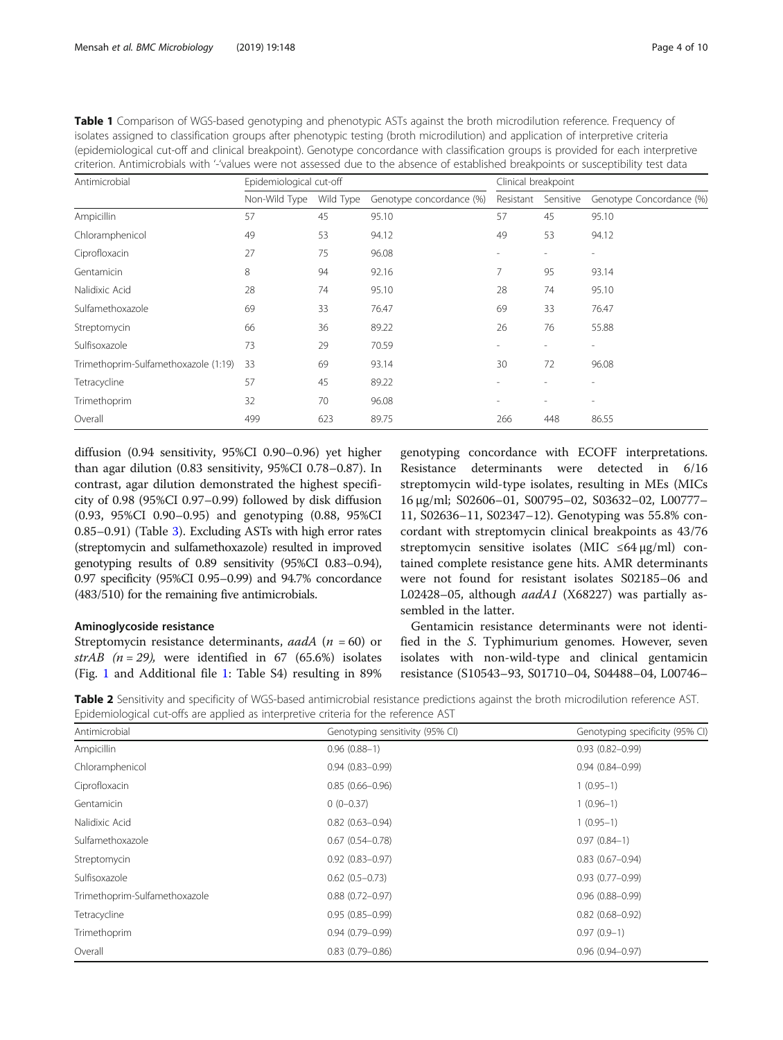**Table 1** Comparison of WGS-based genotyping and phenotypic ASTs against the broth microdilution reference. Frequency of isolates assigned to classification groups after phenotypic testing (broth microdilution) and application of interpretive criteria (epidemiological cut-off and clinical breakpoint). Genotype concordance with classification groups is provided for each interpretive criterion. Antimicrobials with '-'values were not assessed due to the absence of established breakpoints or susceptibility test data

| Antimicrobial | Epidemiological cut-off | | | Clinical breakpoint | | |
|---|---|---|---|---|---|---|
| | Non-Wild Type | Wild Type | Genotype concordance (%) | Resistant | Sensitive | Genotype Concordance (%) |
| Ampicillin | 57 | 45 | 95.10 | 57 | 45 | 95.10 |
| Chloramphenicol | 49 | 53 | 94.12 | 49 | 53 | 94.12 |
| Ciprofloxacin | 27 | 75 | 96.08 | - | - | - |
| Gentamicin | 8 | 94 | 92.16 | 7 | 95 | 93.14 |
| Nalidixic Acid | 28 | 74 | 95.10 | 28 | 74 | 95.10 |
| Sulfamethoxazole | 69 | 33 | 76.47 | 69 | 33 | 76.47 |
| Streptomycin | 66 | 36 | 89.22 | 26 | 76 | 55.88 |
| Sulfisoxazole | 73 | 29 | 70.59 | - | - | - |
| Trimethoprim-Sulfamethoxazole (1:19) | 33 | 69 | 93.14 | 30 | 72 | 96.08 |
| Tetracycline | 57 | 45 | 89.22 | - | - | - |
| Trimethoprim | 32 | 70 | 96.08 | - | - | - |
| Overall | 499 | 623 | 89.75 | 266 | 448 | 86.55 |

diffusion (0.94 sensitivity, 95%CI 0.90–0.96) yet higher than agar dilution (0.83 sensitivity, 95%CI 0.78–0.87). In contrast, agar dilution demonstrated the highest specificity of 0.98 (95%CI 0.97–0.99) followed by disk diffusion (0.93, 95%CI 0.90–0.95) and genotyping (0.88, 95%CI 0.85–0.91) (Table 3). Excluding ASTs with high error rates (streptomycin and sulfamethoxazole) resulted in improved genotyping results of 0.89 sensitivity (95%CI 0.83–0.94), 0.97 specificity (95%CI 0.95–0.99) and 94.7% concordance (483/510) for the remaining five antimicrobials.

### Aminoglycoside resistance

Streptomycin resistance determinants, *aadA* ($n$ = 60) or *strAB* ($n$ = 29), were identified in 67 (65.6%) isolates (Fig. 1 and Additional file 1: Table S4) resulting in 89% genotyping concordance with ECOFF interpretations. Resistance determinants were detected in 6/16 streptomycin wild-type isolates, resulting in MEs (MICs 16 μg/ml; S02606–01, S00795–02, S03632–02, L00777–11, S02636–11, S02347–12). Genotyping was 55.8% concordant with streptomycin clinical breakpoints as 43/76 streptomycin sensitive isolates (MIC ≤64 μg/ml) contained complete resistance gene hits. AMR determinants were not found for resistant isolates S02185–06 and L02428–05, although *aadA1* (X68227) was partially assembled in the latter.

Gentamicin resistance determinants were not identified in the *S.* Typhimurium genomes. However, seven isolates with non-wild-type and clinical gentamicin resistance (S10543–93, S01710–04, S04488–04, L00746–

**Table 2** Sensitivity and specificity of WGS-based antimicrobial resistance predictions against the broth microdilution reference AST. Epidemiological cut-offs are applied as interpretive criteria for the reference AST

| Antimicrobial | Genotyping sensitivity (95% CI) | Genotyping specificity (95% CI) |
|---|---|---|
| Ampicillin | 0.96 (0.88–1) | 0.93 (0.82–0.99) |
| Chloramphenicol | 0.94 (0.83–0.99) | 0.94 (0.84–0.99) |
| Ciprofloxacin | 0.85 (0.66–0.96) | 1 (0.95–1) |
| Gentamicin | 0 (0–0.37) | 1 (0.96–1) |
| Nalidixic Acid | 0.82 (0.63–0.94) | 1 (0.95–1) |
| Sulfamethoxazole | 0.67 (0.54–0.78) | 0.97 (0.84–1) |
| Streptomycin | 0.92 (0.83–0.97) | 0.83 (0.67–0.94) |
| Sulfisoxazole | 0.62 (0.5–0.73) | 0.93 (0.77–0.99) |
| Trimethoprim-Sulfamethoxazole | 0.88 (0.72–0.97) | 0.96 (0.88–0.99) |
| Tetracycline | 0.95 (0.85–0.99) | 0.82 (0.68–0.92) |
| Trimethoprim | 0.94 (0.79–0.99) | 0.97 (0.9–1) |
| Overall | 0.83 (0.79–0.86) | 0.96 (0.94–0.97) |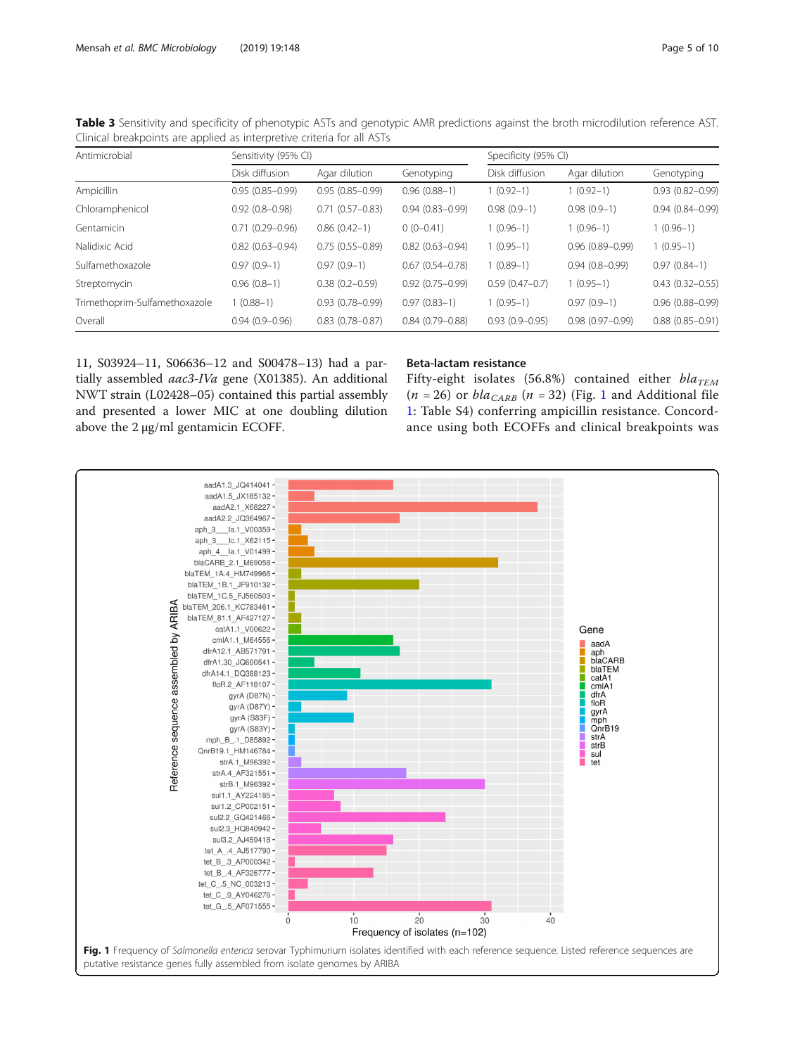**Table 3** Sensitivity and specificity of phenotypic ASTs and genotypic AMR predictions against the broth microdilution reference AST. Clinical breakpoints are applied as interpretive criteria for all ASTs

| Antimicrobial | Sensitivity (95% CI) | | | Specificity (95% CI) | | |
|---|---|---|---|---|---|---|
| | Disk diffusion | Agar dilution | Genotyping | Disk diffusion | Agar dilution | Genotyping |
| Ampicillin | 0.95 (0.85–0.99) | 0.95 (0.85–0.99) | 0.96 (0.88–1) | 1 (0.92–1) | 1 (0.92–1) | 0.93 (0.82–0.99) |
| Chloramphenicol | 0.92 (0.8–0.98) | 0.71 (0.57–0.83) | 0.94 (0.83–0.99) | 0.98 (0.9–1) | 0.98 (0.9–1) | 0.94 (0.84–0.99) |
| Gentamicin | 0.71 (0.29–0.96) | 0.86 (0.42–1) | 0 (0–0.41) | 1 (0.96–1) | 1 (0.96–1) | 1 (0.96–1) |
| Nalidixic Acid | 0.82 (0.63–0.94) | 0.75 (0.55–0.89) | 0.82 (0.63–0.94) | 1 (0.95–1) | 0.96 (0.89–0.99) | 1 (0.95–1) |
| Sulfamethoxazole | 0.97 (0.9–1) | 0.97 (0.9–1) | 0.67 (0.54–0.78) | 1 (0.89–1) | 0.94 (0.8–0.99) | 0.97 (0.84–1) |
| Streptomycin | 0.96 (0.8–1) | 0.38 (0.2–0.59) | 0.92 (0.75–0.99) | 0.59 (0.47–0.7) | 1 (0.95–1) | 0.43 (0.32–0.55) |
| Trimethoprim-Sulfamethoxazole | 1 (0.88–1) | 0.93 (0.78–0.99) | 0.97 (0.83–1) | 1 (0.95–1) | 0.97 (0.9–1) | 0.96 (0.88–0.99) |
| Overall | 0.94 (0.9–0.96) | 0.83 (0.78–0.87) | 0.84 (0.79–0.88) | 0.93 (0.9–0.95) | 0.98 (0.97–0.99) | 0.88 (0.85–0.91) |

11, S03924–11, S06636–12 and S00478–13) had a partially assembled *aac3-IVa* gene (X01385). An additional NWT strain (L02428–05) contained this partial assembly and presented a lower MIC at one doubling dilution above the 2 μg/ml gentamicin ECOFF.

### Beta-lactam resistance

Fifty-eight isolates (56.8%) contained either $bla_{TEM}$ ($n$ = 26) or $bla_{CARB}$ ($n$ = 32) (Fig. 1 and Additional file 1: Table S4) conferring ampicillin resistance. Concordance using both ECOFFs and clinical breakpoints was

**Fig. 1** Frequency of *Salmonella enterica* serovar Typhimurium isolates identified with each reference sequence. Listed reference sequences are putative resistance genes fully assembled from isolate genomes by ARIBA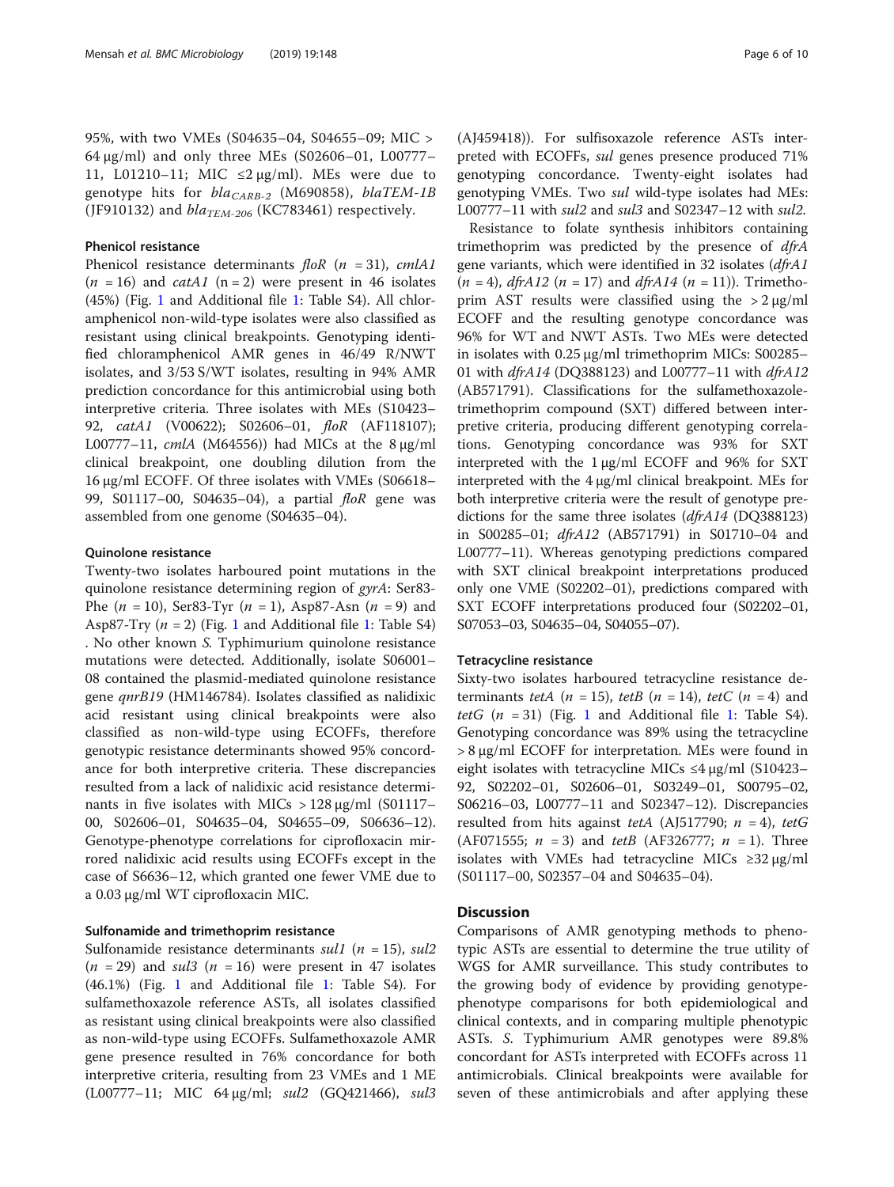95%, with two VMEs (S04635–04, S04655–09; MIC > 64 μg/ml) and only three MEs (S02606–01, L00777–11, L01210–11; MIC ≤2 μg/ml). MEs were due to genotype hits for $bla_{CARB-2}$ (M690858), *blaTEM-1B* (JF910132) and $bla_{TEM-206}$ (KC783461) respectively.

### Phenicol resistance

Phenicol resistance determinants *floR* (*n* = 31), *cmlA1* (*n* = 16) and *catA1* (n = 2) were present in 46 isolates (45%) (Fig. 1 and Additional file 1: Table S4). All chloramphenicol non-wild-type isolates were also classified as resistant using clinical breakpoints. Genotyping identified chloramphenicol AMR genes in 46/49 R/NWT isolates, and 3/53 S/WT isolates, resulting in 94% AMR prediction concordance for this antimicrobial using both interpretive criteria. Three isolates with MEs (S10423–92, *catA1* (V00622); S02606–01, *floR* (AF118107); L00777–11, *cmlA* (M64556)) had MICs at the 8 μg/ml clinical breakpoint, one doubling dilution from the 16 μg/ml ECOFF. Of three isolates with VMEs (S06618–99, S01117–00, S04635–04), a partial *floR* gene was assembled from one genome (S04635–04).

### Quinolone resistance

Twenty-two isolates harboured point mutations in the quinolone resistance determining region of *gyrA*: Ser83-Phe (*n* = 10), Ser83-Tyr (*n* = 1), Asp87-Asn (*n* = 9) and Asp87-Try (*n* = 2) (Fig. 1 and Additional file 1: Table S4). No other known *S.* Typhimurium quinolone resistance mutations were detected. Additionally, isolate S06001–08 contained the plasmid-mediated quinolone resistance gene *qnrB19* (HM146784). Isolates classified as nalidixic acid resistant using clinical breakpoints were also classified as non-wild-type using ECOFFs, therefore genotypic resistance determinants showed 95% concordance for both interpretive criteria. These discrepancies resulted from a lack of nalidixic acid resistance determinants in five isolates with MICs > 128 μg/ml (S01117–00, S02606–01, S04635–04, S04655–09, S06636–12). Genotype-phenotype correlations for ciprofloxacin mirrored nalidixic acid results using ECOFFs except in the case of S6636–12, which granted one fewer VME due to a 0.03 μg/ml WT ciprofloxacin MIC.

### Sulfonamide and trimethoprim resistance

Sulfonamide resistance determinants *sul1* (*n* = 15), *sul2* (*n* = 29) and *sul3* (*n* = 16) were present in 47 isolates (46.1%) (Fig. 1 and Additional file 1: Table S4). For sulfamethoxazole reference ASTs, all isolates classified as resistant using clinical breakpoints were also classified as non-wild-type using ECOFFs. Sulfamethoxazole AMR gene presence resulted in 76% concordance for both interpretive criteria, resulting from 23 VMEs and 1 ME (L00777–11; MIC 64 μg/ml; *sul2* (GQ421466), *sul3* (AJ459418)). For sulfisoxazole reference ASTs interpreted with ECOFFs, *sul* genes presence produced 71% genotyping concordance. Twenty-eight isolates had genotyping VMEs. Two *sul* wild-type isolates had MEs: L00777–11 with *sul2* and *sul3* and S02347–12 with *sul2*.

Resistance to folate synthesis inhibitors containing trimethoprim was predicted by the presence of *dfrA* gene variants, which were identified in 32 isolates (*dfrA1* (*n* = 4), *dfrA12* (*n* = 17) and *dfrA14* (*n* = 11)). Trimethoprim AST results were classified using the > 2 μg/ml ECOFF and the resulting genotype concordance was 96% for WT and NWT ASTs. Two MEs were detected in isolates with 0.25 μg/ml trimethoprim MICs: S00285–01 with *dfrA14* (DQ388123) and L00777–11 with *dfrA12* (AB571791). Classifications for the sulfamethoxazole-trimethoprim compound (SXT) differed between interpretive criteria, producing different genotyping correlations. Genotyping concordance was 93% for SXT interpreted with the 1 μg/ml ECOFF and 96% for SXT interpreted with the 4 μg/ml clinical breakpoint. MEs for both interpretive criteria were the result of genotype predictions for the same three isolates (*dfrA14* (DQ388123) in S00285–01; *dfrA12* (AB571791) in S01710–04 and L00777–11). Whereas genotyping predictions compared with SXT clinical breakpoint interpretations produced only one VME (S02202–01), predictions compared with SXT ECOFF interpretations produced four (S02202–01, S07053–03, S04635–04, S04055–07).

### Tetracycline resistance

Sixty-two isolates harboured tetracycline resistance determinants *tetA* (*n* = 15), *tetB* (*n* = 14), *tetC* (*n* = 4) and *tetG* (*n* = 31) (Fig. 1 and Additional file 1: Table S4). Genotyping concordance was 89% using the tetracycline > 8 μg/ml ECOFF for interpretation. MEs were found in eight isolates with tetracycline MICs ≤4 μg/ml (S10423–92, S02202–01, S02606–01, S03249–01, S00795–02, S06216–03, L00777–11 and S02347–12). Discrepancies resulted from hits against *tetA* (AJ517790; *n* = 4), *tetG* (AF071555; *n* = 3) and *tetB* (AF326777; *n* = 1). Three isolates with VMEs had tetracycline MICs ≥32 μg/ml (S01117–00, S02357–04 and S04635–04).

## Discussion

Comparisons of AMR genotyping methods to phenotypic ASTs are essential to determine the true utility of WGS for AMR surveillance. This study contributes to the growing body of evidence by providing genotype-phenotype comparisons for both epidemiological and clinical contexts, and in comparing multiple phenotypic ASTs. *S.* Typhimurium AMR genotypes were 89.8% concordant for ASTs interpreted with ECOFFs across 11 antimicrobials. Clinical breakpoints were available for seven of these antimicrobials and after applying these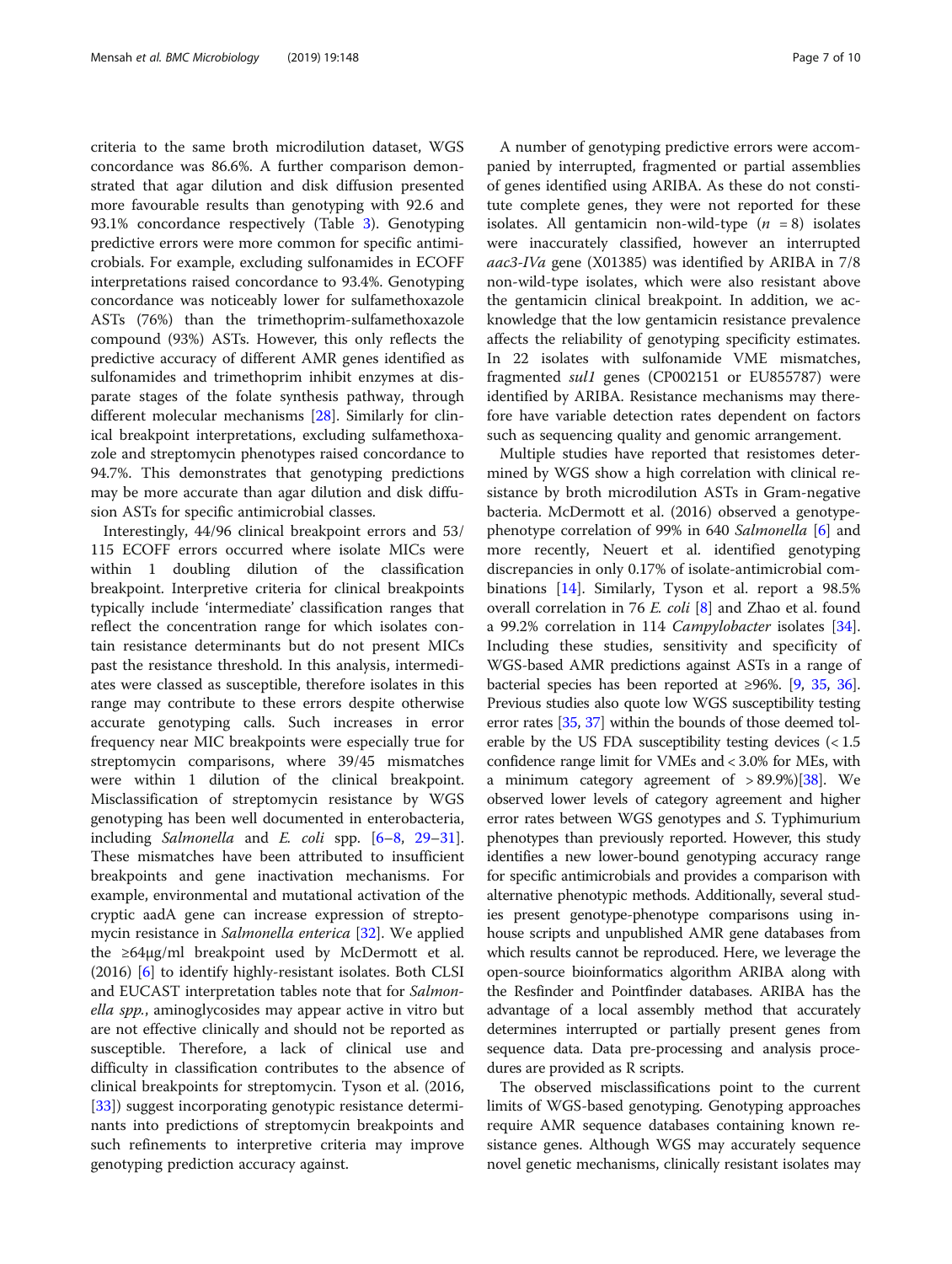criteria to the same broth microdilution dataset, WGS concordance was 86.6%. A further comparison demonstrated that agar dilution and disk diffusion presented more favourable results than genotyping with 92.6 and 93.1% concordance respectively (Table 3). Genotyping predictive errors were more common for specific antimicrobials. For example, excluding sulfonamides in ECOFF interpretations raised concordance to 93.4%. Genotyping concordance was noticeably lower for sulfamethoxazole ASTs (76%) than the trimethoprim-sulfamethoxazole compound (93%) ASTs. However, this only reflects the predictive accuracy of different AMR genes identified as sulfonamides and trimethoprim inhibit enzymes at disparate stages of the folate synthesis pathway, through different molecular mechanisms [28]. Similarly for clinical breakpoint interpretations, excluding sulfamethoxazole and streptomycin phenotypes raised concordance to 94.7%. This demonstrates that genotyping predictions may be more accurate than agar dilution and disk diffusion ASTs for specific antimicrobial classes.

Interestingly, 44/96 clinical breakpoint errors and 53/115 ECOFF errors occurred where isolate MICs were within 1 doubling dilution of the classification breakpoint. Interpretive criteria for clinical breakpoints typically include 'intermediate' classification ranges that reflect the concentration range for which isolates contain resistance determinants but do not present MICs past the resistance threshold. In this analysis, intermediates were classed as susceptible, therefore isolates in this range may contribute to these errors despite otherwise accurate genotyping calls. Such increases in error frequency near MIC breakpoints were especially true for streptomycin comparisons, where 39/45 mismatches were within 1 dilution of the clinical breakpoint. Misclassification of streptomycin resistance by WGS genotyping has been well documented in enterobacteria, including *Salmonella* and *E. coli* spp. [6–8, 29–31]. These mismatches have been attributed to insufficient breakpoints and gene inactivation mechanisms. For example, environmental and mutational activation of the cryptic aadA gene can increase expression of streptomycin resistance in *Salmonella enterica* [32]. We applied the ≥64μg/ml breakpoint used by McDermott et al. (2016) [6] to identify highly-resistant isolates. Both CLSI and EUCAST interpretation tables note that for *Salmonella spp.*, aminoglycosides may appear active in vitro but are not effective clinically and should not be reported as susceptible. Therefore, a lack of clinical use and difficulty in classification contributes to the absence of clinical breakpoints for streptomycin. Tyson et al. (2016, [33]) suggest incorporating genotypic resistance determinants into predictions of streptomycin breakpoints and such refinements to interpretive criteria may improve genotyping prediction accuracy against.

A number of genotyping predictive errors were accompanied by interrupted, fragmented or partial assemblies of genes identified using ARIBA. As these do not constitute complete genes, they were not reported for these isolates. All gentamicin non-wild-type ($n = 8$) isolates were inaccurately classified, however an interrupted *aac3-IVa* gene (X01385) was identified by ARIBA in 7/8 non-wild-type isolates, which were also resistant above the gentamicin clinical breakpoint. In addition, we acknowledge that the low gentamicin resistance prevalence affects the reliability of genotyping specificity estimates. In 22 isolates with sulfonamide VME mismatches, fragmented *sul1* genes (CP002151 or EU855787) were identified by ARIBA. Resistance mechanisms may therefore have variable detection rates dependent on factors such as sequencing quality and genomic arrangement.

Multiple studies have reported that resistomes determined by WGS show a high correlation with clinical resistance by broth microdilution ASTs in Gram-negative bacteria. McDermott et al. (2016) observed a genotype-phenotype correlation of 99% in 640 *Salmonella* [6] and more recently, Neuert et al. identified genotyping discrepancies in only 0.17% of isolate-antimicrobial combinations [14]. Similarly, Tyson et al. report a 98.5% overall correlation in 76 *E. coli* [8] and Zhao et al. found a 99.2% correlation in 114 *Campylobacter* isolates [34]. Including these studies, sensitivity and specificity of WGS-based AMR predictions against ASTs in a range of bacterial species has been reported at ≥96%. [9, 35, 36]. Previous studies also quote low WGS susceptibility testing error rates [35, 37] within the bounds of those deemed tolerable by the US FDA susceptibility testing devices (< 1.5 confidence range limit for VMEs and < 3.0% for MEs, with a minimum category agreement of > 89.9%)[38]. We observed lower levels of category agreement and higher error rates between WGS genotypes and *S.* Typhimurium phenotypes than previously reported. However, this study identifies a new lower-bound genotyping accuracy range for specific antimicrobials and provides a comparison with alternative phenotypic methods. Additionally, several studies present genotype-phenotype comparisons using in-house scripts and unpublished AMR gene databases from which results cannot be reproduced. Here, we leverage the open-source bioinformatics algorithm ARIBA along with the Resfinder and Pointfinder databases. ARIBA has the advantage of a local assembly method that accurately determines interrupted or partially present genes from sequence data. Data pre-processing and analysis procedures are provided as R scripts.

The observed misclassifications point to the current limits of WGS-based genotyping. Genotyping approaches require AMR sequence databases containing known resistance genes. Although WGS may accurately sequence novel genetic mechanisms, clinically resistant isolates may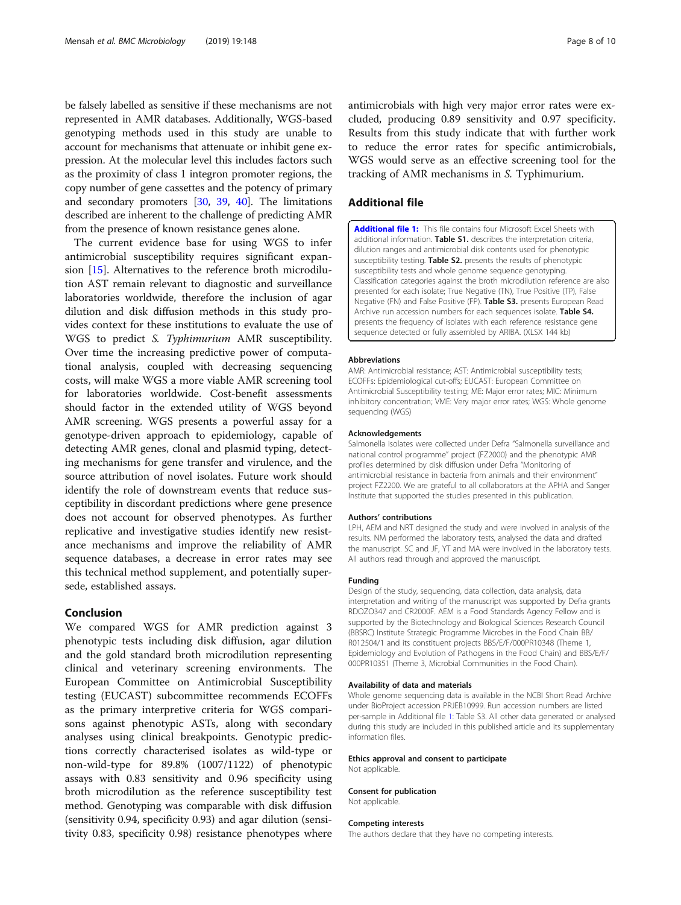be falsely labelled as sensitive if these mechanisms are not represented in AMR databases. Additionally, WGS-based genotyping methods used in this study are unable to account for mechanisms that attenuate or inhibit gene expression. At the molecular level this includes factors such as the proximity of class 1 integron promoter regions, the copy number of gene cassettes and the potency of primary and secondary promoters [30, 39, 40]. The limitations described are inherent to the challenge of predicting AMR from the presence of known resistance genes alone.

The current evidence base for using WGS to infer antimicrobial susceptibility requires significant expansion [15]. Alternatives to the reference broth microdilution AST remain relevant to diagnostic and surveillance laboratories worldwide, therefore the inclusion of agar dilution and disk diffusion methods in this study provides context for these institutions to evaluate the use of WGS to predict *S. Typhimurium* AMR susceptibility. Over time the increasing predictive power of computational analysis, coupled with decreasing sequencing costs, will make WGS a more viable AMR screening tool for laboratories worldwide. Cost-benefit assessments should factor in the extended utility of WGS beyond AMR screening. WGS presents a powerful assay for a genotype-driven approach to epidemiology, capable of detecting AMR genes, clonal and plasmid typing, detecting mechanisms for gene transfer and virulence, and the source attribution of novel isolates. Future work should identify the role of downstream events that reduce susceptibility in discordant predictions where gene presence does not account for observed phenotypes. As further replicative and investigative studies identify new resistance mechanisms and improve the reliability of AMR sequence databases, a decrease in error rates may see this technical method supplement, and potentially supersede, established assays.

## Conclusion

We compared WGS for AMR prediction against 3 phenotypic tests including disk diffusion, agar dilution and the gold standard broth microdilution representing clinical and veterinary screening environments. The European Committee on Antimicrobial Susceptibility testing (EUCAST) subcommittee recommends ECOFFs as the primary interpretive criteria for WGS comparisons against phenotypic ASTs, along with secondary analyses using clinical breakpoints. Genotypic predictions correctly characterised isolates as wild-type or non-wild-type for 89.8% (1007/1122) of phenotypic assays with 0.83 sensitivity and 0.96 specificity using broth microdilution as the reference susceptibility test method. Genotyping was comparable with disk diffusion (sensitivity 0.94, specificity 0.93) and agar dilution (sensitivity 0.83, specificity 0.98) resistance phenotypes where antimicrobials with high very major error rates were excluded, producing 0.89 sensitivity and 0.97 specificity. Results from this study indicate that with further work to reduce the error rates for specific antimicrobials, WGS would serve as an effective screening tool for the tracking of AMR mechanisms in *S.* Typhimurium.

## Additional file

**Additional file 1:** This file contains four Microsoft Excel Sheets with additional information. **Table S1.** describes the interpretation criteria, dilution ranges and antimicrobial disk contents used for phenotypic susceptibility testing. **Table S2.** presents the results of phenotypic susceptibility tests and whole genome sequence genotyping. Classification categories against the broth microdilution reference are also presented for each isolate; True Negative (TN), True Positive (TP), False Negative (FN) and False Positive (FP). **Table S3.** presents European Read Archive run accession numbers for each sequences isolate. **Table S4.** presents the frequency of isolates with each reference resistance gene sequence detected or fully assembled by ARIBA. (XLSX 144 kb)

#### Abbreviations

AMR: Antimicrobial resistance; AST: Antimicrobial susceptibility tests; ECOFFs: Epidemiological cut-offs; EUCAST: European Committee on Antimicrobial Susceptibility testing; ME: Major error rates; MIC: Minimum inhibitory concentration; VME: Very major error rates; WGS: Whole genome sequencing (WGS)

#### Acknowledgements

Salmonella isolates were collected under Defra "Salmonella surveillance and national control programme" project (FZ2000) and the phenotypic AMR profiles determined by disk diffusion under Defra "Monitoring of antimicrobial resistance in bacteria from animals and their environment" project FZ2200. We are grateful to all collaborators at the APHA and Sanger Institute that supported the studies presented in this publication.

#### Authors' contributions

LPH, AEM and NRT designed the study and were involved in analysis of the results. NM performed the laboratory tests, analysed the data and drafted the manuscript. SC and JF, YT and MA were involved in the laboratory tests. All authors read through and approved the manuscript.

#### Funding

Design of the study, sequencing, data collection, data analysis, data interpretation and writing of the manuscript was supported by Defra grants RDOZO347 and CR2000F. AEM is a Food Standards Agency Fellow and is supported by the Biotechnology and Biological Sciences Research Council (BBSRC) Institute Strategic Programme Microbes in the Food Chain BB/R012504/1 and its constituent projects BBS/E/F/000PR10348 (Theme 1, Epidemiology and Evolution of Pathogens in the Food Chain) and BBS/E/F/000PR10351 (Theme 3, Microbial Communities in the Food Chain).

#### Availability of data and materials

Whole genome sequencing data is available in the NCBI Short Read Archive under BioProject accession PRJEB10999. Run accession numbers are listed per-sample in Additional file 1: Table S3. All other data generated or analysed during this study are included in this published article and its supplementary information files.

#### Ethics approval and consent to participate

Not applicable.

#### Consent for publication

Not applicable.

#### Competing interests

The authors declare that they have no competing interests.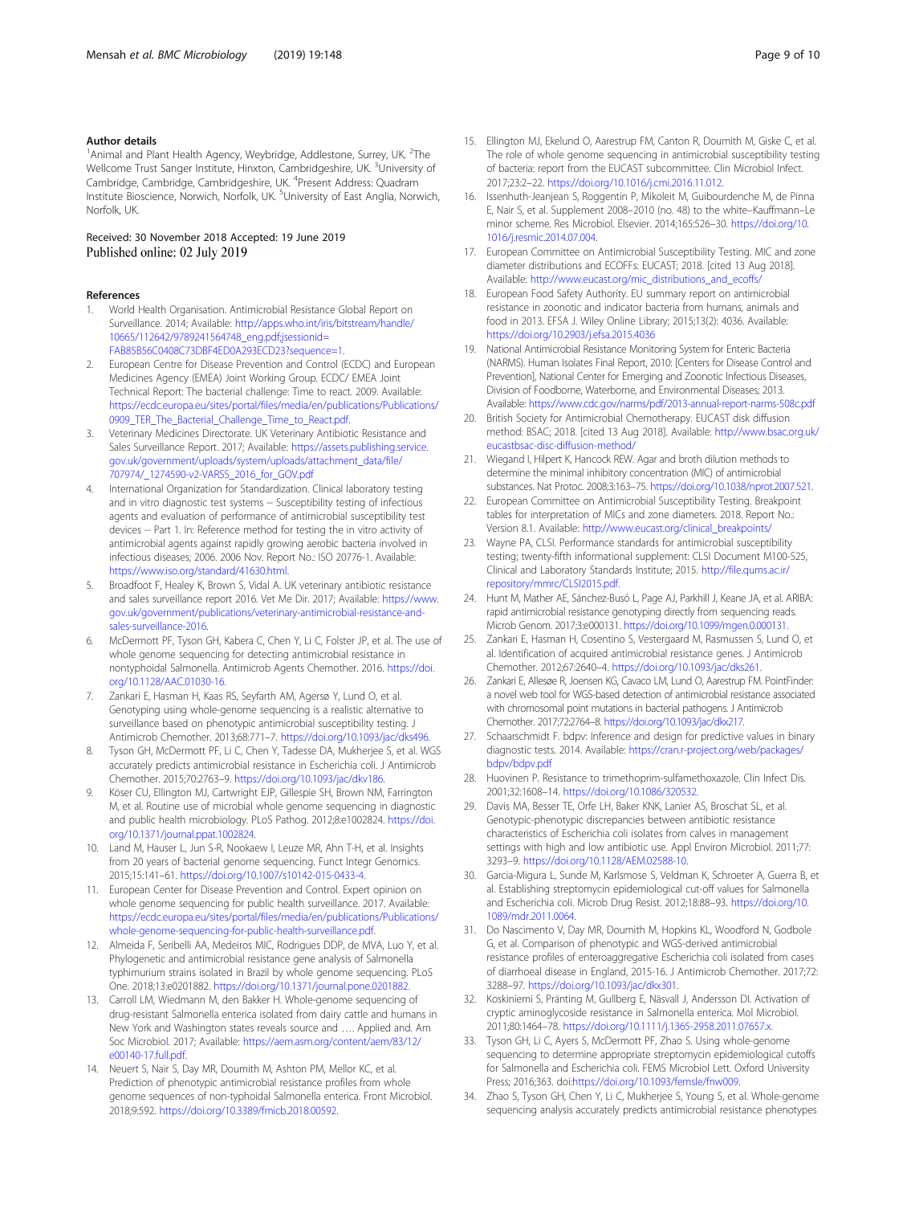### Author details

[1]Animal and Plant Health Agency, Weybridge, Addlestone, Surrey, UK. [2]The Wellcome Trust Sanger Institute, Hinxton, Cambridgeshire, UK. [3]University of Cambridge, Cambridge, Cambridgeshire, UK. [4]Present Address: Quadram Institute Bioscience, Norwich, Norfolk, UK. [5]University of East Anglia, Norwich, Norfolk, UK.

Received: 30 November 2018 Accepted: 19 June 2019
Published online: 02 July 2019

### References

1. World Health Organisation. Antimicrobial Resistance Global Report on Surveillance. 2014; Available: http://apps.who.int/iris/bitstream/handle/10665/112642/9789241564748_eng.pdf;jsessionid=FAB85B56C0408C73DBF4ED0A293ECD23?sequence=1.
2. European Centre for Disease Prevention and Control (ECDC) and European Medicines Agency (EMEA) Joint Working Group. ECDC/ EMEA Joint Technical Report: The bacterial challenge: Time to react. 2009. Available: https://ecdc.europa.eu/sites/portal/files/media/en/publications/Publications/0909_TER_The_Bacterial_Challenge_Time_to_React.pdf.
3. Veterinary Medicines Directorate. UK Veterinary Antibiotic Resistance and Sales Surveillance Report. 2017; Available: https://assets.publishing.service.gov.uk/government/uploads/system/uploads/attachment_data/file/707974/_1274590-v2-VARSS_2016_for_GOV.pdf
4. International Organization for Standardization. Clinical laboratory testing and in vitro diagnostic test systems -- Susceptibility testing of infectious agents and evaluation of performance of antimicrobial susceptibility test devices -- Part 1. In: Reference method for testing the in vitro activity of antimicrobial agents against rapidly growing aerobic bacteria involved in infectious diseases; 2006. 2006 Nov. Report No.: ISO 20776-1. Available: https://www.iso.org/standard/41630.html.
5. Broadfoot F, Healey K, Brown S, Vidal A. UK veterinary antibiotic resistance and sales surveillance report 2016. Vet Me Dir. 2017; Available: https://www.gov.uk/government/publications/veterinary-antimicrobial-resistance-and-sales-surveillance-2016.
6. McDermott PF, Tyson GH, Kabera C, Chen Y, Li C, Folster JP, et al. The use of whole genome sequencing for detecting antimicrobial resistance in nontyphoidal Salmonella. Antimicrob Agents Chemother. 2016. https://doi.org/10.1128/AAC.01030-16.
7. Zankari E, Hasman H, Kaas RS, Seyfarth AM, Agersø Y, Lund O, et al. Genotyping using whole-genome sequencing is a realistic alternative to surveillance based on phenotypic antimicrobial susceptibility testing. J Antimicrob Chemother. 2013;68:771–7. https://doi.org/10.1093/jac/dks496.
8. Tyson GH, McDermott PF, Li C, Chen Y, Tadesse DA, Mukherjee S, et al. WGS accurately predicts antimicrobial resistance in Escherichia coli. J Antimicrob Chemother. 2015;70:2763–9. https://doi.org/10.1093/jac/dkv186.
9. Köser CU, Ellington MJ, Cartwright EJP, Gillespie SH, Brown NM, Farrington M, et al. Routine use of microbial whole genome sequencing in diagnostic and public health microbiology. PLoS Pathog. 2012;8:e1002824. https://doi.org/10.1371/journal.ppat.1002824.
10. Land M, Hauser L, Jun S-R, Nookaew I, Leuze MR, Ahn T-H, et al. Insights from 20 years of bacterial genome sequencing. Funct Integr Genomics. 2015;15:141–61. https://doi.org/10.1007/s10142-015-0433-4.
11. European Center for Disease Prevention and Control. Expert opinion on whole genome sequencing for public health surveillance. 2017. Available: https://ecdc.europa.eu/sites/portal/files/media/en/publications/Publications/whole-genome-sequencing-for-public-health-surveillance.pdf.
12. Almeida F, Seribelli AA, Medeiros MIC, Rodrigues DDP, de MVA, Luo Y, et al. Phylogenetic and antimicrobial resistance gene analysis of Salmonella typhimurium strains isolated in Brazil by whole genome sequencing. PLoS One. 2018;13:e0201882. https://doi.org/10.1371/journal.pone.0201882.
13. Carroll LM, Wiedmann M, den Bakker H. Whole-genome sequencing of drug-resistant Salmonella enterica isolated from dairy cattle and humans in New York and Washington states reveals source and …. Applied and. Am Soc Microbiol. 2017; Available: https://aem.asm.org/content/aem/83/12/e00140-17.full.pdf.
14. Neuert S, Nair S, Day MR, Doumith M, Ashton PM, Mellor KC, et al. Prediction of phenotypic antimicrobial resistance profiles from whole genome sequences of non-typhoidal Salmonella enterica. Front Microbiol. 2018;9:592. https://doi.org/10.3389/fmicb.2018.00592.
15. Ellington MJ, Ekelund O, Aarestrup FM, Canton R, Doumith M, Giske C, et al. The role of whole genome sequencing in antimicrobial susceptibility testing of bacteria: report from the EUCAST subcommittee. Clin Microbiol Infect. 2017;23:2–22. https://doi.org/10.1016/j.cmi.2016.11.012.
16. Issenhuth-Jeanjean S, Roggentin P, Mikoleit M, Guibourdenche M, de Pinna E, Nair S, et al. Supplement 2008–2010 (no. 48) to the white–Kauffmann–Le minor scheme. Res Microbiol. Elsevier. 2014;165:526–30. https://doi.org/10.1016/j.resmic.2014.07.004.
17. European Committee on Antimicrobial Susceptibility Testing. MIC and zone diameter distributions and ECOFFs: EUCAST; 2018. [cited 13 Aug 2018]. Available: http://www.eucast.org/mic_distributions_and_ecoffs/
18. European Food Safety Authority. EU summary report on antimicrobial resistance in zoonotic and indicator bacteria from humans, animals and food in 2013. EFSA J. Wiley Online Library; 2015;13(2): 4036. Available: https://doi.org/10.2903/j.efsa.2015.4036
19. National Antimicrobial Resistance Monitoring System for Enteric Bacteria (NARMS). Human Isolates Final Report, 2010: [Centers for Disease Control and Prevention], National Center for Emerging and Zoonotic Infectious Diseases, Division of Foodborne, Waterborne, and Environmental Diseases; 2013. Available: https://www.cdc.gov/narms/pdf/2013-annual-report-narms-508c.pdf
20. British Society for Antimicrobial Chemotherapy. EUCAST disk diffusion method: BSAC; 2018. [cited 13 Aug 2018]. Available: http://www.bsac.org.uk/eucastbsac-disc-diffusion-method/
21. Wiegand I, Hilpert K, Hancock REW. Agar and broth dilution methods to determine the minimal inhibitory concentration (MIC) of antimicrobial substances. Nat Protoc. 2008;3:163–75. https://doi.org/10.1038/nprot.2007.521.
22. European Committee on Antimicrobial Susceptibility Testing. Breakpoint tables for interpretation of MICs and zone diameters. 2018. Report No.: Version 8.1. Available: http://www.eucast.org/clinical_breakpoints/
23. Wayne PA, CLSI. Performance standards for antimicrobial susceptibility testing; twenty-fifth informational supplement: CLSI Document M100-S25, Clinical and Laboratory Standards Institute; 2015. http://file.qums.ac.ir/repository/mmrc/CLSI2015.pdf.
24. Hunt M, Mather AE, Sánchez-Busó L, Page AJ, Parkhill J, Keane JA, et al. ARIBA: rapid antimicrobial resistance genotyping directly from sequencing reads. Microb Genom. 2017;3:e000131. https://doi.org/10.1099/mgen.0.000131.
25. Zankari E, Hasman H, Cosentino S, Vestergaard M, Rasmussen S, Lund O, et al. Identification of acquired antimicrobial resistance genes. J Antimicrob Chemother. 2012;67:2640–4. https://doi.org/10.1093/jac/dks261.
26. Zankari E, Allesøe R, Joensen KG, Cavaco LM, Lund O, Aarestrup FM. PointFinder: a novel web tool for WGS-based detection of antimicrobial resistance associated with chromosomal point mutations in bacterial pathogens. J Antimicrob Chemother. 2017;72:2764–8. https://doi.org/10.1093/jac/dkx217.
27. Schaarschmidt F. bdpv: Inference and design for predictive values in binary diagnostic tests. 2014. Available: https://cran.r-project.org/web/packages/bdpv/bdpv.pdf
28. Huovinen P. Resistance to trimethoprim-sulfamethoxazole. Clin Infect Dis. 2001;32:1608–14. https://doi.org/10.1086/320532.
29. Davis MA, Besser TE, Orfe LH, Baker KNK, Lanier AS, Broschat SL, et al. Genotypic-phenotypic discrepancies between antibiotic resistance characteristics of Escherichia coli isolates from calves in management settings with high and low antibiotic use. Appl Environ Microbiol. 2011;77:3293–9. https://doi.org/10.1128/AEM.02588-10.
30. Garcia-Migura L, Sunde M, Karlsmose S, Veldman K, Schroeter A, Guerra B, et al. Establishing streptomycin epidemiological cut-off values for Salmonella and Escherichia coli. Microb Drug Resist. 2012;18:88–93. https://doi.org/10.1089/mdr.2011.0064.
31. Do Nascimento V, Day MR, Doumith M, Hopkins KL, Woodford N, Godbole G, et al. Comparison of phenotypic and WGS-derived antimicrobial resistance profiles of enteroaggregative Escherichia coli isolated from cases of diarrhoeal disease in England, 2015-16. J Antimicrob Chemother. 2017;72:3288–97. https://doi.org/10.1093/jac/dkx301.
32. Koskiniemi S, Pränting M, Gullberg E, Näsvall J, Andersson DI. Activation of cryptic aminoglycoside resistance in Salmonella enterica. Mol Microbiol. 2011;80:1464–78. https://doi.org/10.1111/j.1365-2958.2011.07657.x.
33. Tyson GH, Li C, Ayers S, McDermott PF, Zhao S. Using whole-genome sequencing to determine appropriate streptomycin epidemiological cutoffs for Salmonella and Escherichia coli. FEMS Microbiol Lett. Oxford University Press; 2016;363. doi:https://doi.org/10.1093/femsle/fnw009.
34. Zhao S, Tyson GH, Chen Y, Li C, Mukherjee S, Young S, et al. Whole-genome sequencing analysis accurately predicts antimicrobial resistance phenotypes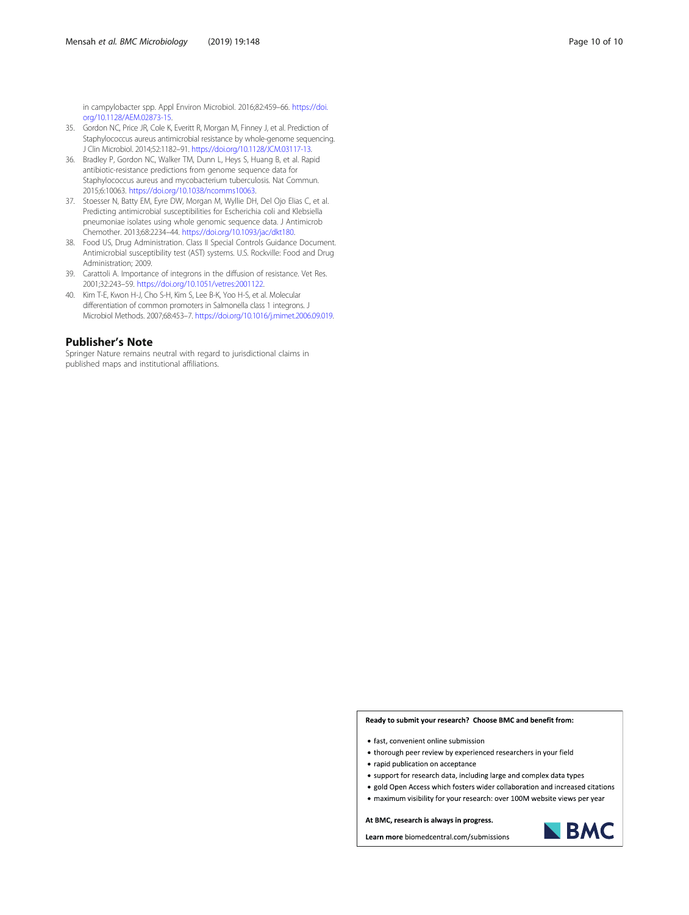in campylobacter spp. Appl Environ Microbiol. 2016;82:459–66. https://doi.org/10.1128/AEM.02873-15.

35. Gordon NC, Price JR, Cole K, Everitt R, Morgan M, Finney J, et al. Prediction of Staphylococcus aureus antimicrobial resistance by whole-genome sequencing. J Clin Microbiol. 2014;52:1182–91. https://doi.org/10.1128/JCM.03117-13.
36. Bradley P, Gordon NC, Walker TM, Dunn L, Heys S, Huang B, et al. Rapid antibiotic-resistance predictions from genome sequence data for Staphylococcus aureus and mycobacterium tuberculosis. Nat Commun. 2015;6:10063. https://doi.org/10.1038/ncomms10063.
37. Stoesser N, Batty EM, Eyre DW, Morgan M, Wyllie DH, Del Ojo Elias C, et al. Predicting antimicrobial susceptibilities for Escherichia coli and Klebsiella pneumoniae isolates using whole genomic sequence data. J Antimicrob Chemother. 2013;68:2234–44. https://doi.org/10.1093/jac/dkt180.
38. Food US, Drug Administration. Class II Special Controls Guidance Document. Antimicrobial susceptibility test (AST) systems. U.S. Rockville: Food and Drug Administration; 2009.
39. Carattoli A. Importance of integrons in the diffusion of resistance. Vet Res. 2001;32:243–59. https://doi.org/10.1051/vetres:2001122.
40. Kim T-E, Kwon H-J, Cho S-H, Kim S, Lee B-K, Yoo H-S, et al. Molecular differentiation of common promoters in Salmonella class 1 integrons. J Microbiol Methods. 2007;68:453–7. https://doi.org/10.1016/j.mimet.2006.09.019.

## Publisher's Note

Springer Nature remains neutral with regard to jurisdictional claims in published maps and institutional affiliations.

**Ready to submit your research? Choose BMC and benefit from:**

- fast, convenient online submission
- thorough peer review by experienced researchers in your field
- rapid publication on acceptance
- support for research data, including large and complex data types
- gold Open Access which fosters wider collaboration and increased citations
- maximum visibility for your research: over 100M website views per year

**At BMC, research is always in progress.**

**Learn more** biomedcentral.com/submissions

BMC